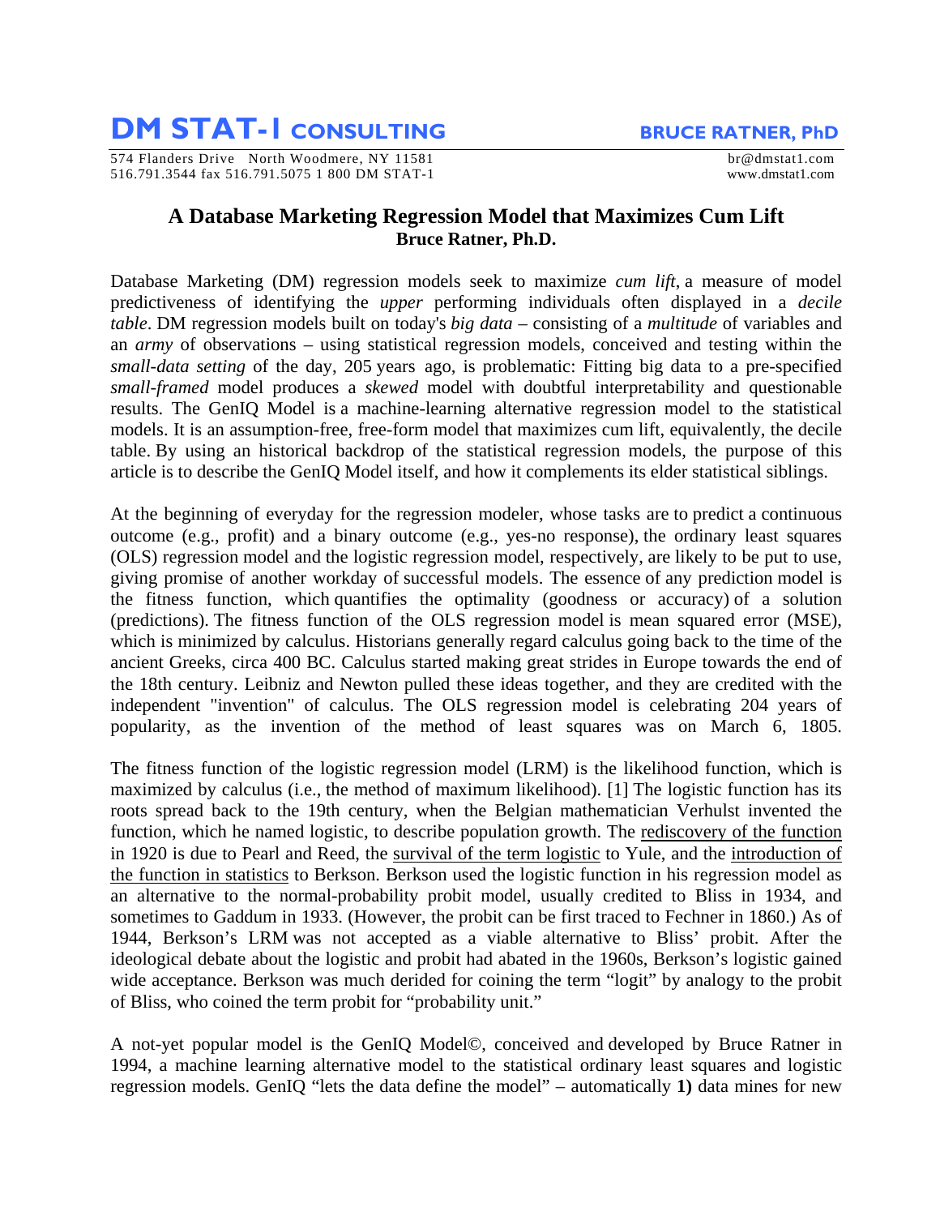# DM STAT-1 CONSULTING

**BRUCE RATNER, PhD**

574 Flanders Drive North Woodmere, NY 11581
516.791.3544 fax 516.791.5075 1 800 DM STAT-1

br@dmstat1.com
www.dmstat1.com

## A Database Marketing Regression Model that Maximizes Cum Lift

**Bruce Ratner, Ph.D.**

Database Marketing (DM) regression models seek to maximize *cum lift*, a measure of model predictiveness of identifying the *upper* performing individuals often displayed in a *decile table*. DM regression models built on today's *big data* – consisting of a *multitude* of variables and an *army* of observations – using statistical regression models, conceived and testing within the *small-data setting* of the day, 205 years ago, is problematic: Fitting big data to a pre-specified *small-framed* model produces a *skewed* model with doubtful interpretability and questionable results. The GenIQ Model is a machine-learning alternative regression model to the statistical models. It is an assumption-free, free-form model that maximizes cum lift, equivalently, the decile table. By using an historical backdrop of the statistical regression models, the purpose of this article is to describe the GenIQ Model itself, and how it complements its elder statistical siblings.

At the beginning of everyday for the regression modeler, whose tasks are to predict a continuous outcome (e.g., profit) and a binary outcome (e.g., yes-no response), the ordinary least squares (OLS) regression model and the logistic regression model, respectively, are likely to be put to use, giving promise of another workday of successful models. The essence of any prediction model is the fitness function, which quantifies the optimality (goodness or accuracy) of a solution (predictions). The fitness function of the OLS regression model is mean squared error (MSE), which is minimized by calculus. Historians generally regard calculus going back to the time of the ancient Greeks, circa 400 BC. Calculus started making great strides in Europe towards the end of the 18th century. Leibniz and Newton pulled these ideas together, and they are credited with the independent "invention" of calculus. The OLS regression model is celebrating 204 years of popularity, as the invention of the method of least squares was on March 6, 1805.

The fitness function of the logistic regression model (LRM) is the likelihood function, which is maximized by calculus (i.e., the method of maximum likelihood). [1] The logistic function has its roots spread back to the 19th century, when the Belgian mathematician Verhulst invented the function, which he named logistic, to describe population growth. The rediscovery of the function in 1920 is due to Pearl and Reed, the survival of the term logistic to Yule, and the introduction of the function in statistics to Berkson. Berkson used the logistic function in his regression model as an alternative to the normal-probability probit model, usually credited to Bliss in 1934, and sometimes to Gaddum in 1933. (However, the probit can be first traced to Fechner in 1860.) As of 1944, Berkson's LRM was not accepted as a viable alternative to Bliss' probit. After the ideological debate about the logistic and probit had abated in the 1960s, Berkson's logistic gained wide acceptance. Berkson was much derided for coining the term "logit" by analogy to the probit of Bliss, who coined the term probit for "probability unit."

A not-yet popular model is the GenIQ Model©, conceived and developed by Bruce Ratner in 1994, a machine learning alternative model to the statistical ordinary least squares and logistic regression models. GenIQ "lets the data define the model" – automatically **1)** data mines for new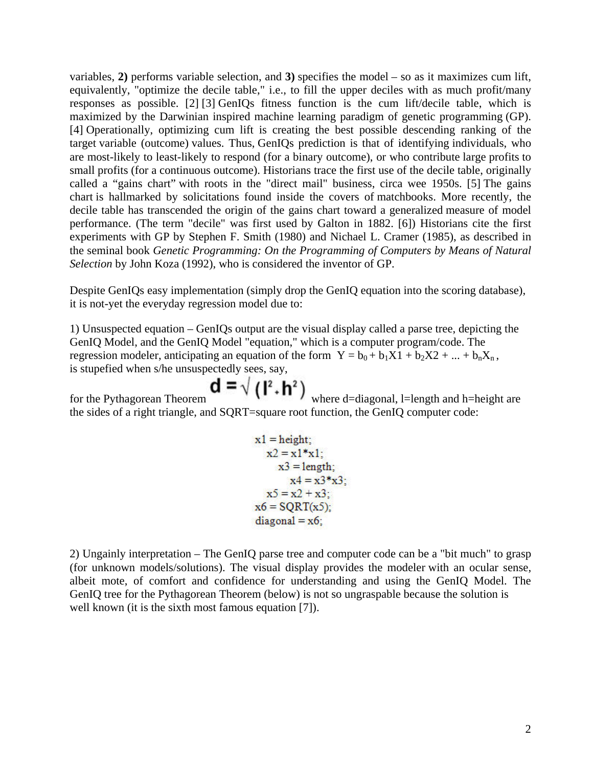variables, **2)** performs variable selection, and **3)** specifies the model – so as it maximizes cum lift, equivalently, "optimize the decile table," i.e., to fill the upper deciles with as much profit/many responses as possible. [2] [3] GenIQs fitness function is the cum lift/decile table, which is maximized by the Darwinian inspired machine learning paradigm of genetic programming (GP). [4] Operationally, optimizing cum lift is creating the best possible descending ranking of the target variable (outcome) values. Thus, GenIQs prediction is that of identifying individuals, who are most-likely to least-likely to respond (for a binary outcome), or who contribute large profits to small profits (for a continuous outcome). Historians trace the first use of the decile table, originally called a "gains chart" with roots in the "direct mail" business, circa wee 1950s. [5] The gains chart is hallmarked by solicitations found inside the covers of matchbooks. More recently, the decile table has transcended the origin of the gains chart toward a generalized measure of model performance. (The term "decile" was first used by Galton in 1882. [6]) Historians cite the first experiments with GP by Stephen F. Smith (1980) and Nichael L. Cramer (1985), as described in the seminal book *Genetic Programming: On the Programming of Computers by Means of Natural Selection* by John Koza (1992), who is considered the inventor of GP.

Despite GenIQs easy implementation (simply drop the GenIQ equation into the scoring database), it is not-yet the everyday regression model due to:

1) Unsuspected equation – GenIQs output are the visual display called a parse tree, depicting the GenIQ Model, and the GenIQ Model "equation," which is a computer program/code. The regression modeler, anticipating an equation of the form $Y = b_0 + b_1X1 + b_2X2 + ... + b_nX_n$, is stupefied when s/he unsuspectedly sees, say,

for the Pythagorean Theorem $d = \sqrt{(l^2 + h^2)}$ where d=diagonal, l=length and h=height are the sides of a right triangle, and SQRT=square root function, the GenIQ computer code:

```
x1 = height;
  x2 = x1*x1;
    x3 = length;
      x4 = x3*x3;
  x5 = x2 + x3;
x6 = SQRT(x5);
diagonal = x6;
```

2) Ungainly interpretation – The GenIQ parse tree and computer code can be a "bit much" to grasp (for unknown models/solutions). The visual display provides the modeler with an ocular sense, albeit mote, of comfort and confidence for understanding and using the GenIQ Model. The GenIQ tree for the Pythagorean Theorem (below) is not so ungraspable because the solution is well known (it is the sixth most famous equation [7]).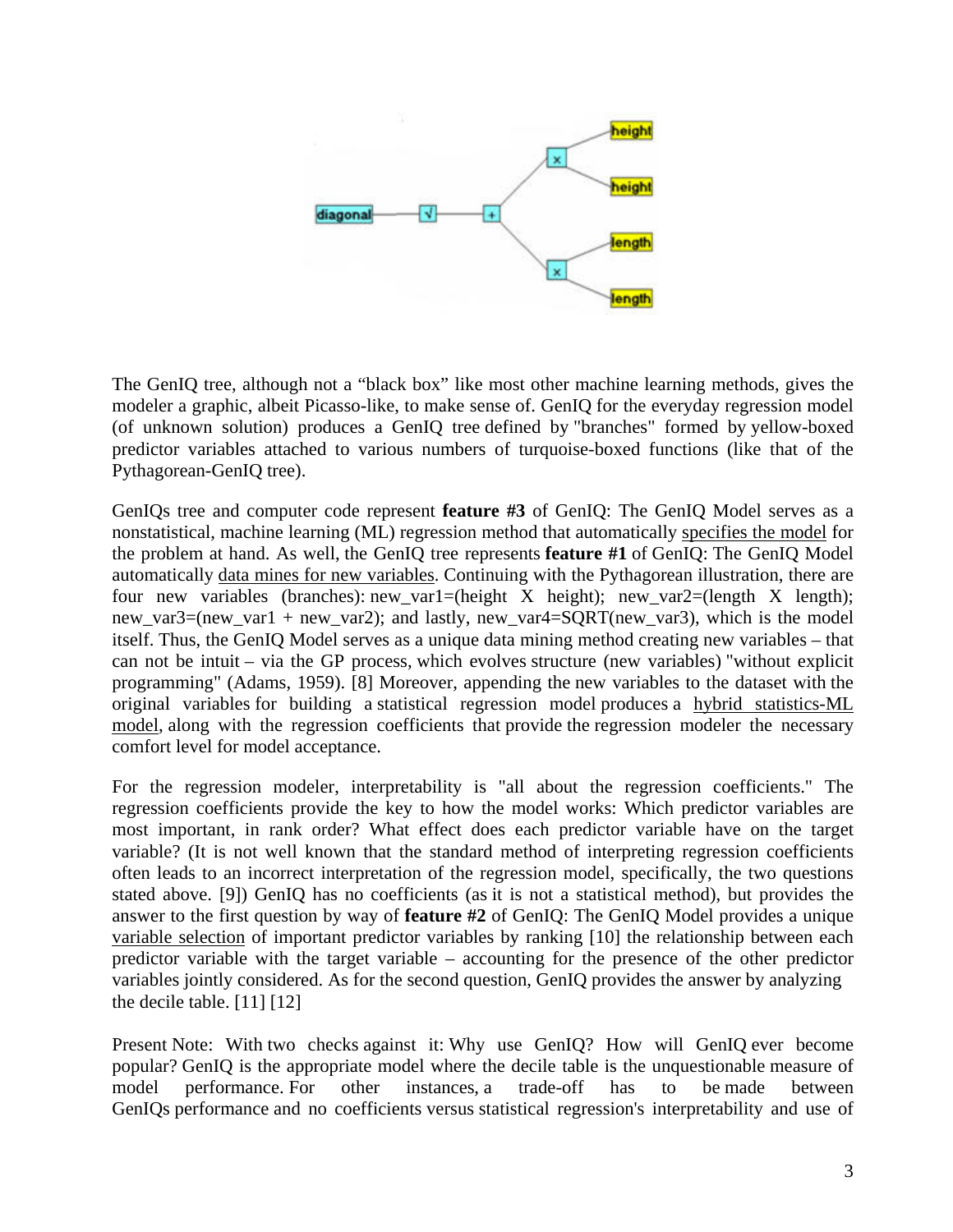The GenIQ tree, although not a "black box" like most other machine learning methods, gives the modeler a graphic, albeit Picasso-like, to make sense of. GenIQ for the everyday regression model (of unknown solution) produces a GenIQ tree defined by "branches" formed by yellow-boxed predictor variables attached to various numbers of turquoise-boxed functions (like that of the Pythagorean-GenIQ tree).

GenIQs tree and computer code represent **feature #3** of GenIQ: The GenIQ Model serves as a nonstatistical, machine learning (ML) regression method that automatically specifies the model for the problem at hand. As well, the GenIQ tree represents **feature #1** of GenIQ: The GenIQ Model automatically data mines for new variables. Continuing with the Pythagorean illustration, there are four new variables (branches): new_var1=(height X height); new_var2=(length X length); new_var3=(new_var1 + new_var2); and lastly, new_var4=SQRT(new_var3), which is the model itself. Thus, the GenIQ Model serves as a unique data mining method creating new variables – that can not be intuit – via the GP process, which evolves structure (new variables) "without explicit programming" (Adams, 1959). [8] Moreover, appending the new variables to the dataset with the original variables for building a statistical regression model produces a hybrid statistics-ML model, along with the regression coefficients that provide the regression modeler the necessary comfort level for model acceptance.

For the regression modeler, interpretability is "all about the regression coefficients." The regression coefficients provide the key to how the model works: Which predictor variables are most important, in rank order? What effect does each predictor variable have on the target variable? (It is not well known that the standard method of interpreting regression coefficients often leads to an incorrect interpretation of the regression model, specifically, the two questions stated above. [9]) GenIQ has no coefficients (as it is not a statistical method), but provides the answer to the first question by way of **feature #2** of GenIQ: The GenIQ Model provides a unique variable selection of important predictor variables by ranking [10] the relationship between each predictor variable with the target variable – accounting for the presence of the other predictor variables jointly considered. As for the second question, GenIQ provides the answer by analyzing the decile table. [11] [12]

Present Note: With two checks against it: Why use GenIQ? How will GenIQ ever become popular? GenIQ is the appropriate model where the decile table is the unquestionable measure of model performance. For other instances, a trade-off has to be made between GenIQs performance and no coefficients versus statistical regression's interpretability and use of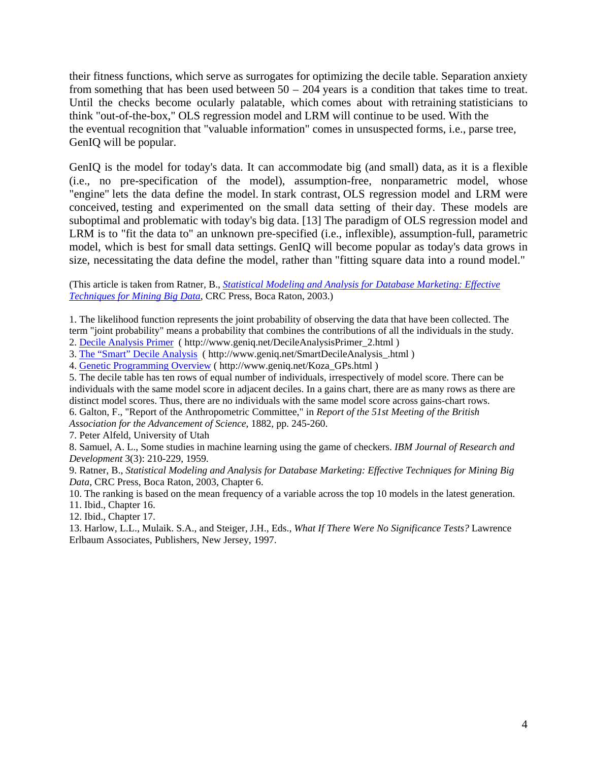their fitness functions, which serve as surrogates for optimizing the decile table. Separation anxiety from something that has been used between 50 – 204 years is a condition that takes time to treat. Until the checks become ocularly palatable, which comes about with retraining statisticians to think "out-of-the-box," OLS regression model and LRM will continue to be used. With the the eventual recognition that "valuable information" comes in unsuspected forms, i.e., parse tree, GenIQ will be popular.

GenIQ is the model for today's data. It can accommodate big (and small) data, as it is a flexible (i.e., no pre-specification of the model), assumption-free, nonparametric model, whose "engine" lets the data define the model. In stark contrast, OLS regression model and LRM were conceived, testing and experimented on the small data setting of their day. These models are suboptimal and problematic with today's big data. [13] The paradigm of OLS regression model and LRM is to "fit the data to" an unknown pre-specified (i.e., inflexible), assumption-full, parametric model, which is best for small data settings. GenIQ will become popular as today's data grows in size, necessitating the data define the model, rather than "fitting square data into a round model."

(This article is taken from Ratner, B., *Statistical Modeling and Analysis for Database Marketing: Effective Techniques for Mining Big Data*, CRC Press, Boca Raton, 2003.)

1. The likelihood function represents the joint probability of observing the data that have been collected. The term "joint probability" means a probability that combines the contributions of all the individuals in the study.
2. Decile Analysis Primer ( http://www.geniq.net/DecileAnalysisPrimer_2.html )
3. The "Smart" Decile Analysis ( http://www.geniq.net/SmartDecileAnalysis_.html )
4. Genetic Programming Overview ( http://www.geniq.net/Koza_GPs.html )
5. The decile table has ten rows of equal number of individuals, irrespectively of model score. There can be individuals with the same model score in adjacent deciles. In a gains chart, there are as many rows as there are distinct model scores. Thus, there are no individuals with the same model score across gains-chart rows.
6. Galton, F., "Report of the Anthropometric Committee," in *Report of the 51st Meeting of the British Association for the Advancement of Science*, 1882, pp. 245-260.
7. Peter Alfeld, University of Utah
8. Samuel, A. L., Some studies in machine learning using the game of checkers. *IBM Journal of Research and Development* 3(3): 210-229, 1959.
9. Ratner, B., *Statistical Modeling and Analysis for Database Marketing: Effective Techniques for Mining Big Data*, CRC Press, Boca Raton, 2003, Chapter 6.
10. The ranking is based on the mean frequency of a variable across the top 10 models in the latest generation.
11. Ibid., Chapter 16.
12. Ibid., Chapter 17.
13. Harlow, L.L., Mulaik. S.A., and Steiger, J.H., Eds., *What If There Were No Significance Tests?* Lawrence Erlbaum Associates, Publishers, New Jersey, 1997.